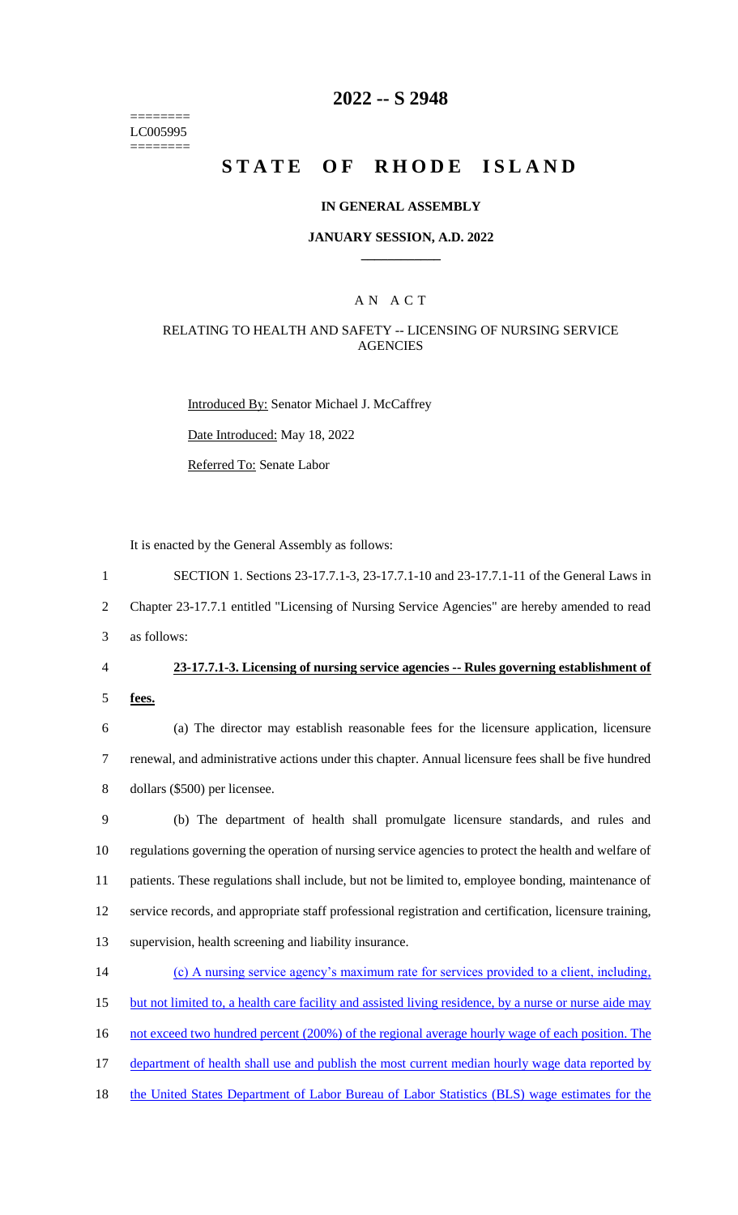========
LC005995
========

# 2022 -- S 2948

# STATE OF RHODE ISLAND

## IN GENERAL ASSEMBLY

### JANUARY SESSION, A.D. 2022

---

### A N A C T

### RELATING TO HEALTH AND SAFETY -- LICENSING OF NURSING SERVICE AGENCIES

Introduced By: Senator Michael J. McCaffrey

Date Introduced: May 18, 2022

Referred To: Senate Labor

It is enacted by the General Assembly as follows:

1 SECTION 1. Sections 23-17.7.1-3, 23-17.7.1-10 and 23-17.7.1-11 of the General Laws in
2 Chapter 23-17.7.1 entitled "Licensing of Nursing Service Agencies" are hereby amended to read
3 as follows:

4 **23-17.7.1-3. Licensing of nursing service agencies -- Rules governing establishment of**
5 **fees.**

6 (a) The director may establish reasonable fees for the licensure application, licensure
7 renewal, and administrative actions under this chapter. Annual licensure fees shall be five hundred
8 dollars ($500) per licensee.

9 (b) The department of health shall promulgate licensure standards, and rules and
10 regulations governing the operation of nursing service agencies to protect the health and welfare of
11 patients. These regulations shall include, but not be limited to, employee bonding, maintenance of
12 service records, and appropriate staff professional registration and certification, licensure training,
13 supervision, health screening and liability insurance.

14 <u>(c) A nursing service agency's maximum rate for services provided to a client, including,</u>
15 <u>but not limited to, a health care facility and assisted living residence, by a nurse or nurse aide may</u>
16 <u>not exceed two hundred percent (200%) of the regional average hourly wage of each position. The</u>
17 <u>department of health shall use and publish the most current median hourly wage data reported by</u>
18 <u>the United States Department of Labor Bureau of Labor Statistics (BLS) wage estimates for the</u>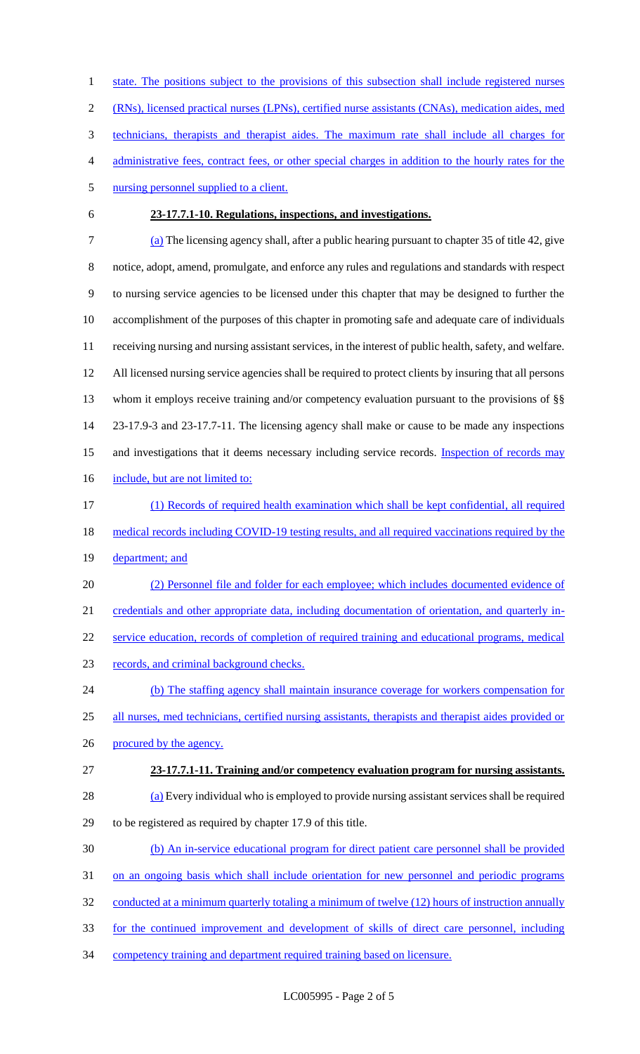state. The positions subject to the provisions of this subsection shall include registered nurses (RNs), licensed practical nurses (LPNs), certified nurse assistants (CNAs), medication aides, med technicians, therapists and therapist aides. The maximum rate shall include all charges for administrative fees, contract fees, or other special charges in addition to the hourly rates for the nursing personnel supplied to a client.

**23-17.7.1-10. Regulations, inspections, and investigations.**

(a) The licensing agency shall, after a public hearing pursuant to chapter 35 of title 42, give notice, adopt, amend, promulgate, and enforce any rules and regulations and standards with respect to nursing service agencies to be licensed under this chapter that may be designed to further the accomplishment of the purposes of this chapter in promoting safe and adequate care of individuals receiving nursing and nursing assistant services, in the interest of public health, safety, and welfare. All licensed nursing service agencies shall be required to protect clients by insuring that all persons whom it employs receive training and/or competency evaluation pursuant to the provisions of §§ 23-17.9-3 and 23-17.7-11. The licensing agency shall make or cause to be made any inspections and investigations that it deems necessary including service records. Inspection of records may include, but are not limited to:

(1) Records of required health examination which shall be kept confidential, all required medical records including COVID-19 testing results, and all required vaccinations required by the department; and

(2) Personnel file and folder for each employee; which includes documented evidence of credentials and other appropriate data, including documentation of orientation, and quarterly in-service education, records of completion of required training and educational programs, medical records, and criminal background checks.

(b) The staffing agency shall maintain insurance coverage for workers compensation for all nurses, med technicians, certified nursing assistants, therapists and therapist aides provided or procured by the agency.

**23-17.7.1-11. Training and/or competency evaluation program for nursing assistants.**

(a) Every individual who is employed to provide nursing assistant services shall be required to be registered as required by chapter 17.9 of this title.

(b) An in-service educational program for direct patient care personnel shall be provided on an ongoing basis which shall include orientation for new personnel and periodic programs conducted at a minimum quarterly totaling a minimum of twelve (12) hours of instruction annually for the continued improvement and development of skills of direct care personnel, including competency training and department required training based on licensure.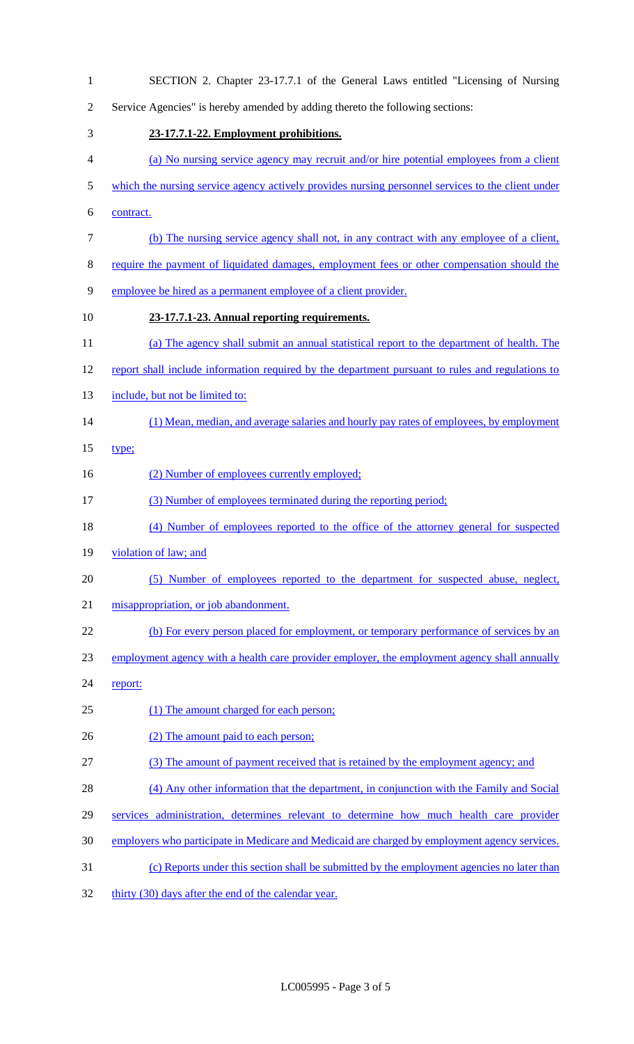SECTION 2. Chapter 23-17.7.1 of the General Laws entitled "Licensing of Nursing Service Agencies" is hereby amended by adding thereto the following sections:

**23-17.7.1-22. Employment prohibitions.**

(a) No nursing service agency may recruit and/or hire potential employees from a client which the nursing service agency actively provides nursing personnel services to the client under contract.

(b) The nursing service agency shall not, in any contract with any employee of a client, require the payment of liquidated damages, employment fees or other compensation should the employee be hired as a permanent employee of a client provider.

**23-17.7.1-23. Annual reporting requirements.**

(a) The agency shall submit an annual statistical report to the department of health. The report shall include information required by the department pursuant to rules and regulations to include, but not be limited to:

(1) Mean, median, and average salaries and hourly pay rates of employees, by employment type;

(2) Number of employees currently employed;

(3) Number of employees terminated during the reporting period;

(4) Number of employees reported to the office of the attorney general for suspected violation of law; and

(5) Number of employees reported to the department for suspected abuse, neglect, misappropriation, or job abandonment.

(b) For every person placed for employment, or temporary performance of services by an employment agency with a health care provider employer, the employment agency shall annually report:

(1) The amount charged for each person;

(2) The amount paid to each person;

(3) The amount of payment received that is retained by the employment agency; and

(4) Any other information that the department, in conjunction with the Family and Social services administration, determines relevant to determine how much health care provider employers who participate in Medicare and Medicaid are charged by employment agency services.

(c) Reports under this section shall be submitted by the employment agencies no later than thirty (30) days after the end of the calendar year.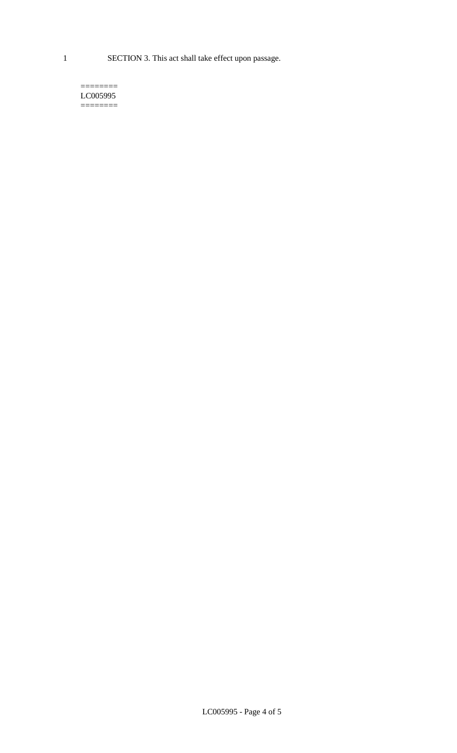SECTION 3. This act shall take effect upon passage.

========
LC005995
========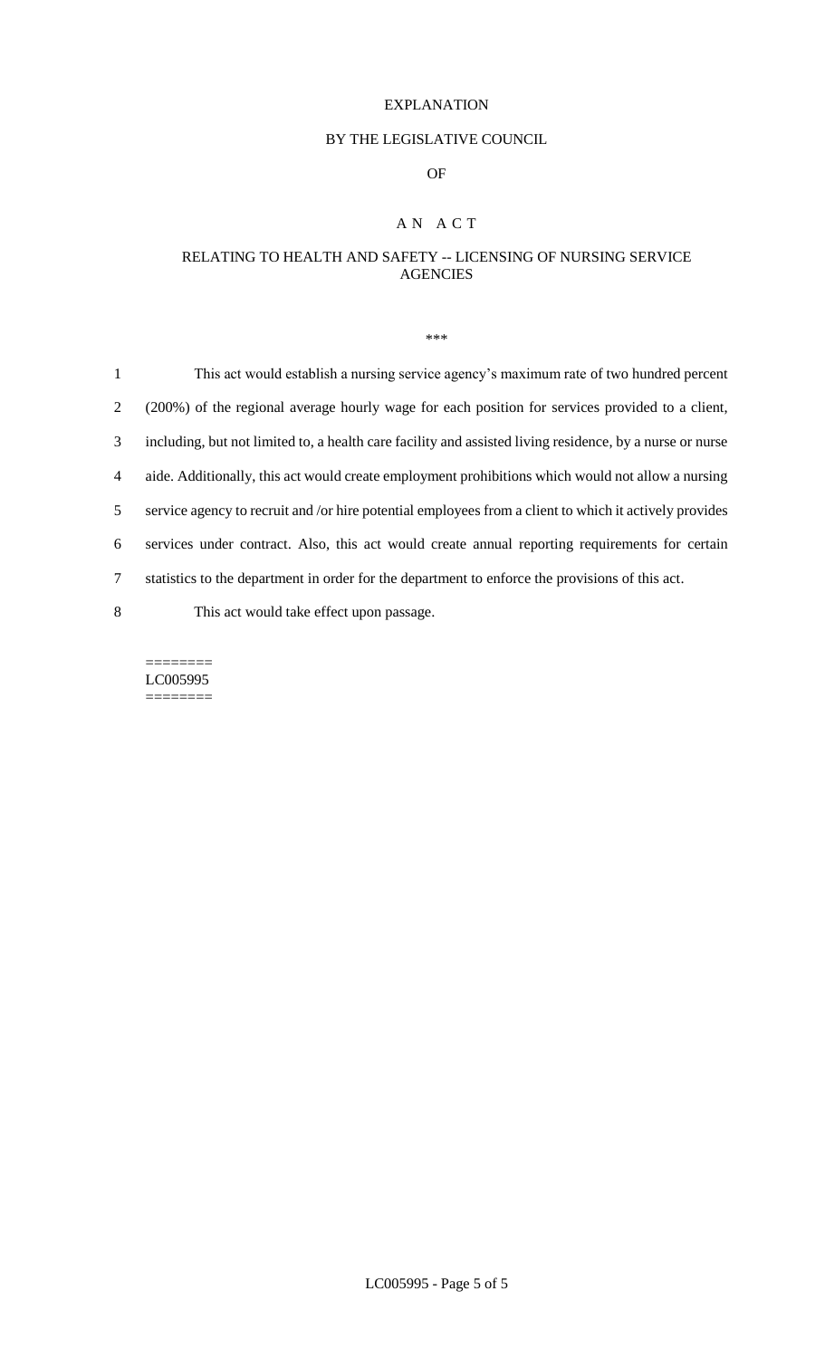EXPLANATION

BY THE LEGISLATIVE COUNCIL

OF

A N A C T

RELATING TO HEALTH AND SAFETY -- LICENSING OF NURSING SERVICE AGENCIES

\*\*\*

1 This act would establish a nursing service agency's maximum rate of two hundred percent
2 (200%) of the regional average hourly wage for each position for services provided to a client,
3 including, but not limited to, a health care facility and assisted living residence, by a nurse or nurse
4 aide. Additionally, this act would create employment prohibitions which would not allow a nursing
5 service agency to recruit and /or hire potential employees from a client to which it actively provides
6 services under contract. Also, this act would create annual reporting requirements for certain
7 statistics to the department in order for the department to enforce the provisions of this act.
8 This act would take effect upon passage.

========
LC005995
========